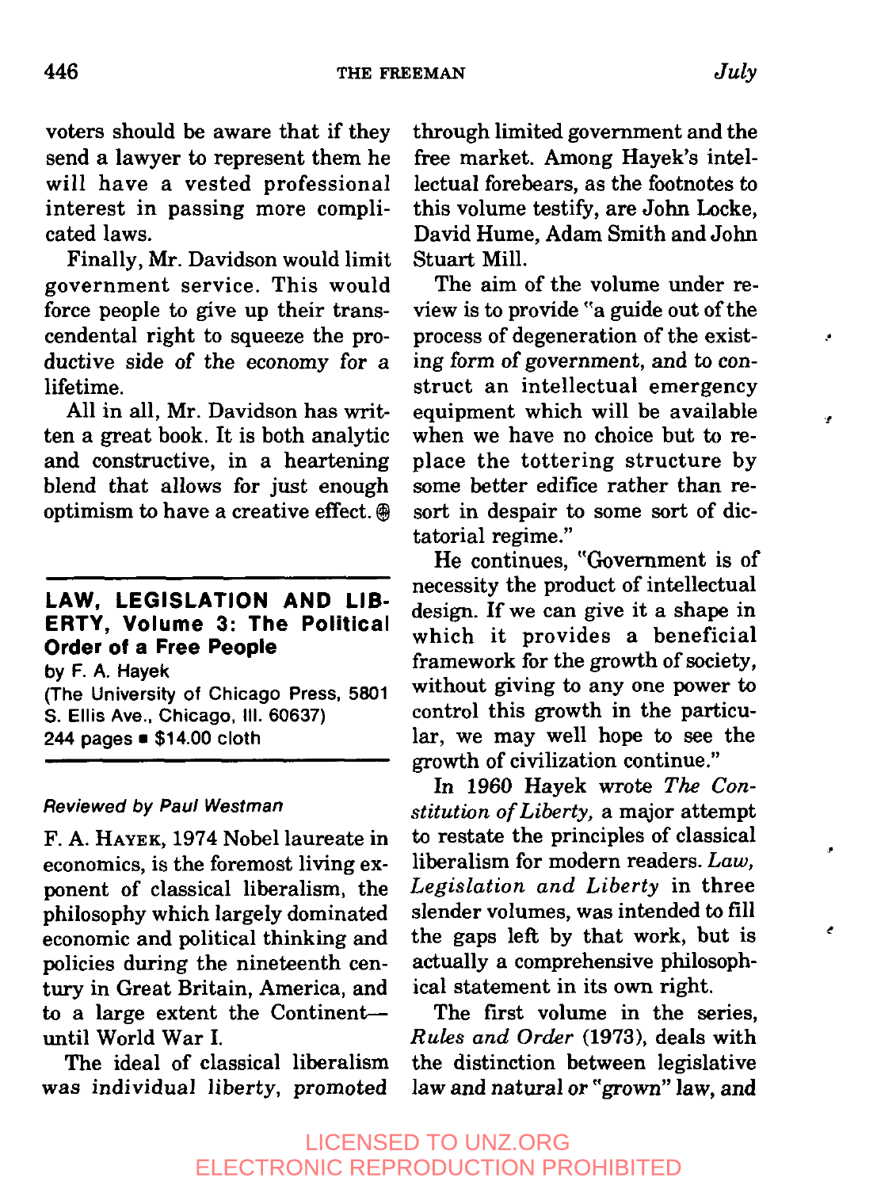voters should be aware that if they send a lawyer to represent them he will have a vested professional interest in passing more complicated laws.

Finally, Mr. Davidson would limit government service. This would force people to give up their transcendental right to squeeze the productive side of the economy for a lifetime.

All in all, Mr. Davidson has written a great book. It is both analytic and constructive, in a heartening blend that allows for just enough optimism to have a creative effect. ⊕

---

**LAW, LEGISLATION AND LIBERTY, Volume 3: The Political Order of a Free People**
by F. A. Hayek
(The University of Chicago Press, 5801 S. Ellis Ave., Chicago, Ill. 60637)
244 pages ■ $14.00 cloth

---

*Reviewed by Paul Westman*

F. A. HAYEK, 1974 Nobel laureate in economics, is the foremost living exponent of classical liberalism, the philosophy which largely dominated economic and political thinking and policies during the nineteenth century in Great Britain, America, and to a large extent the Continent—until World War I.

The ideal of classical liberalism was individual liberty, promoted through limited government and the free market. Among Hayek's intellectual forebears, as the footnotes to this volume testify, are John Locke, David Hume, Adam Smith and John Stuart Mill.

The aim of the volume under review is to provide "a guide out of the process of degeneration of the existing form of government, and to construct an intellectual emergency equipment which will be available when we have no choice but to replace the tottering structure by some better edifice rather than resort in despair to some sort of dictatorial regime."

He continues, "Government is of necessity the product of intellectual design. If we can give it a shape in which it provides a beneficial framework for the growth of society, without giving to any one power to control this growth in the particular, we may well hope to see the growth of civilization continue."

In 1960 Hayek wrote *The Constitution of Liberty,* a major attempt to restate the principles of classical liberalism for modern readers. *Law, Legislation and Liberty* in three slender volumes, was intended to fill the gaps left by that work, but is actually a comprehensive philosophical statement in its own right.

The first volume in the series, *Rules and Order* (1973), deals with the distinction between legislative law and natural or "grown" law, and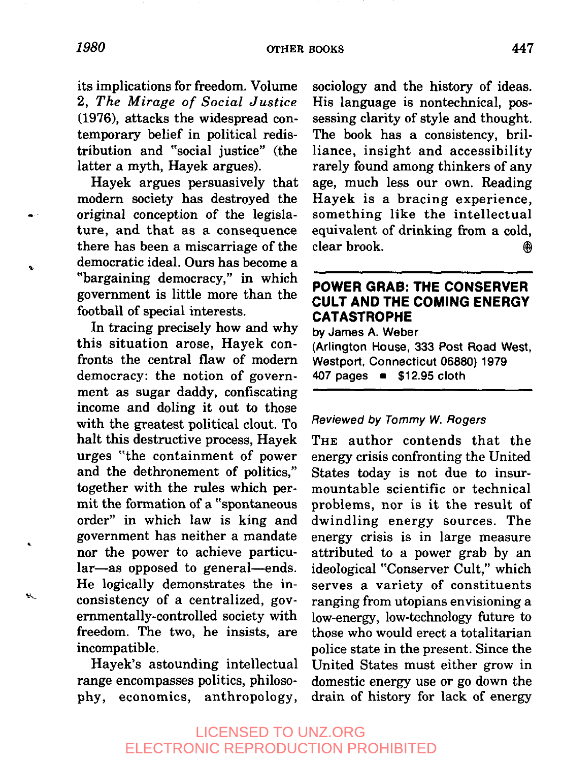its implications for freedom. Volume 2, *The Mirage of Social Justice* (1976), attacks the widespread contemporary belief in political redistribution and "social justice" (the latter a myth, Hayek argues).

Hayek argues persuasively that modern society has destroyed the original conception of the legislature, and that as a consequence there has been a miscarriage of the democratic ideal. Ours has become a "bargaining democracy," in which government is little more than the football of special interests.

In tracing precisely how and why this situation arose, Hayek confronts the central flaw of modern democracy: the notion of government as sugar daddy, confiscating income and doling it out to those with the greatest political clout. To halt this destructive process, Hayek urges "the containment of power and the dethronement of politics," together with the rules which permit the formation of a "spontaneous order" in which law is king and government has neither a mandate nor the power to achieve particular—as opposed to general—ends. He logically demonstrates the inconsistency of a centralized, governmentally-controlled society with freedom. The two, he insists, are incompatible.

Hayek's astounding intellectual range encompasses politics, philosophy, economics, anthropology, sociology and the history of ideas. His language is nontechnical, possessing clarity of style and thought. The book has a consistency, brilliance, insight and accessibility rarely found among thinkers of any age, much less our own. Reading Hayek is a bracing experience, something like the intellectual equivalent of drinking from a cold, clear brook.

## POWER GRAB: THE CONSERVER CULT AND THE COMING ENERGY CATASTROPHE

by James A. Weber
(Arlington House, 333 Post Road West, Westport, Connecticut 06880) 1979
407 pages ■ $12.95 cloth

*Reviewed by Tommy W. Rogers*

THE author contends that the energy crisis confronting the United States today is not due to insurmountable scientific or technical problems, nor is it the result of dwindling energy sources. The energy crisis is in large measure attributed to a power grab by an ideological "Conserver Cult," which serves a variety of constituents ranging from utopians envisioning a low-energy, low-technology future to those who would erect a totalitarian police state in the present. Since the United States must either grow in domestic energy use or go down the drain of history for lack of energy